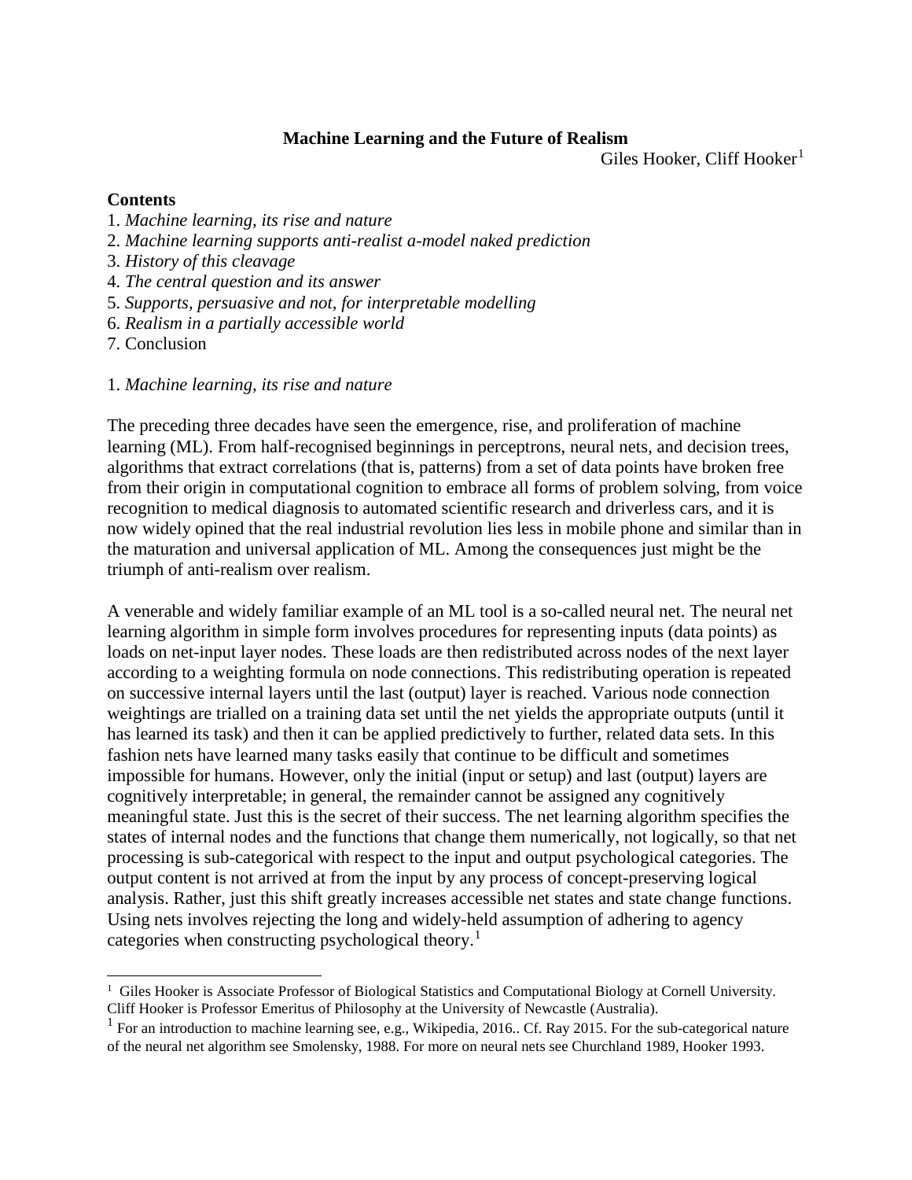# Machine Learning and the Future of Realism

Giles Hooker, Cliff Hooker[1]

**Contents**

1. *Machine learning, its rise and nature*
2. *Machine learning supports anti-realist a-model naked prediction*
3. *History of this cleavage*
4. *The central question and its answer*
5. *Supports, persuasive and not, for interpretable modelling*
6. *Realism in a partially accessible world*
7. Conclusion

## 1. *Machine learning, its rise and nature*

The preceding three decades have seen the emergence, rise, and proliferation of machine learning (ML). From half-recognised beginnings in perceptrons, neural nets, and decision trees, algorithms that extract correlations (that is, patterns) from a set of data points have broken free from their origin in computational cognition to embrace all forms of problem solving, from voice recognition to medical diagnosis to automated scientific research and driverless cars, and it is now widely opined that the real industrial revolution lies less in mobile phone and similar than in the maturation and universal application of ML. Among the consequences just might be the triumph of anti-realism over realism.

A venerable and widely familiar example of an ML tool is a so-called neural net. The neural net learning algorithm in simple form involves procedures for representing inputs (data points) as loads on net-input layer nodes. These loads are then redistributed across nodes of the next layer according to a weighting formula on node connections. This redistributing operation is repeated on successive internal layers until the last (output) layer is reached. Various node connection weightings are trialled on a training data set until the net yields the appropriate outputs (until it has learned its task) and then it can be applied predictively to further, related data sets. In this fashion nets have learned many tasks easily that continue to be difficult and sometimes impossible for humans. However, only the initial (input or setup) and last (output) layers are cognitively interpretable; in general, the remainder cannot be assigned any cognitively meaningful state. Just this is the secret of their success. The net learning algorithm specifies the states of internal nodes and the functions that change them numerically, not logically, so that net processing is sub-categorical with respect to the input and output psychological categories. The output content is not arrived at from the input by any process of concept-preserving logical analysis. Rather, just this shift greatly increases accessible net states and state change functions. Using nets involves rejecting the long and widely-held assumption of adhering to agency categories when constructing psychological theory.[1]

---

[1] Giles Hooker is Associate Professor of Biological Statistics and Computational Biology at Cornell University. Cliff Hooker is Professor Emeritus of Philosophy at the University of Newcastle (Australia).

[1] For an introduction to machine learning see, e.g., Wikipedia, 2016.. Cf. Ray 2015. For the sub-categorical nature of the neural net algorithm see Smolensky, 1988. For more on neural nets see Churchland 1989, Hooker 1993.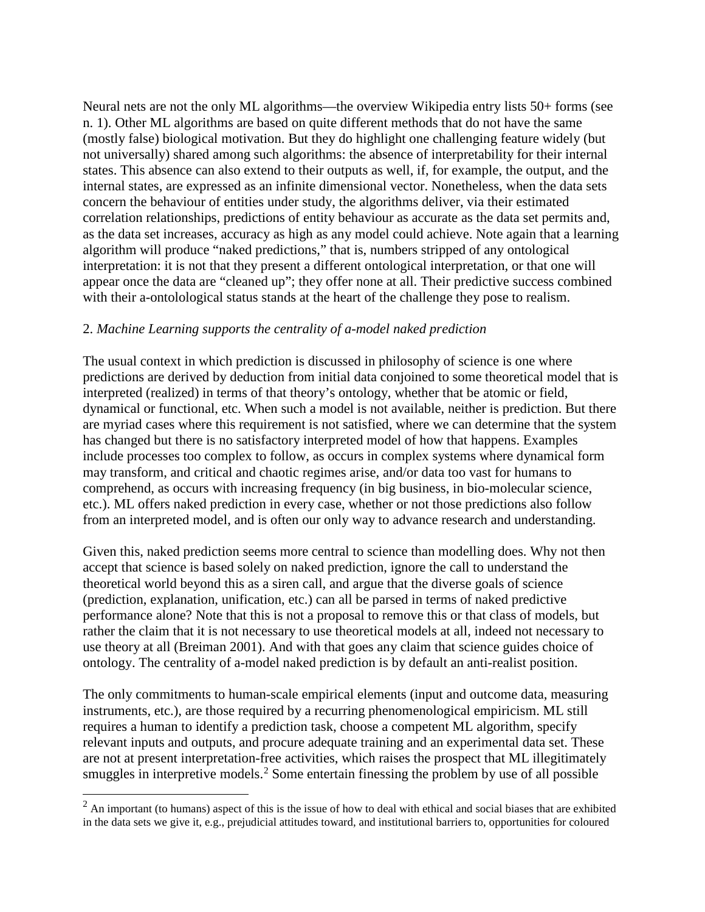Neural nets are not the only ML algorithms—the overview Wikipedia entry lists 50+ forms (see n. 1). Other ML algorithms are based on quite different methods that do not have the same (mostly false) biological motivation. But they do highlight one challenging feature widely (but not universally) shared among such algorithms: the absence of interpretability for their internal states. This absence can also extend to their outputs as well, if, for example, the output, and the internal states, are expressed as an infinite dimensional vector. Nonetheless, when the data sets concern the behaviour of entities under study, the algorithms deliver, via their estimated correlation relationships, predictions of entity behaviour as accurate as the data set permits and, as the data set increases, accuracy as high as any model could achieve. Note again that a learning algorithm will produce "naked predictions," that is, numbers stripped of any ontological interpretation: it is not that they present a different ontological interpretation, or that one will appear once the data are "cleaned up"; they offer none at all. Their predictive success combined with their a-ontolological status stands at the heart of the challenge they pose to realism.

2. *Machine Learning supports the centrality of a-model naked prediction*

The usual context in which prediction is discussed in philosophy of science is one where predictions are derived by deduction from initial data conjoined to some theoretical model that is interpreted (realized) in terms of that theory's ontology, whether that be atomic or field, dynamical or functional, etc. When such a model is not available, neither is prediction. But there are myriad cases where this requirement is not satisfied, where we can determine that the system has changed but there is no satisfactory interpreted model of how that happens. Examples include processes too complex to follow, as occurs in complex systems where dynamical form may transform, and critical and chaotic regimes arise, and/or data too vast for humans to comprehend, as occurs with increasing frequency (in big business, in bio-molecular science, etc.). ML offers naked prediction in every case, whether or not those predictions also follow from an interpreted model, and is often our only way to advance research and understanding.

Given this, naked prediction seems more central to science than modelling does. Why not then accept that science is based solely on naked prediction, ignore the call to understand the theoretical world beyond this as a siren call, and argue that the diverse goals of science (prediction, explanation, unification, etc.) can all be parsed in terms of naked predictive performance alone? Note that this is not a proposal to remove this or that class of models, but rather the claim that it is not necessary to use theoretical models at all, indeed not necessary to use theory at all (Breiman 2001). And with that goes any claim that science guides choice of ontology. The centrality of a-model naked prediction is by default an anti-realist position.

The only commitments to human-scale empirical elements (input and outcome data, measuring instruments, etc.), are those required by a recurring phenomenological empiricism. ML still requires a human to identify a prediction task, choose a competent ML algorithm, specify relevant inputs and outputs, and procure adequate training and an experimental data set. These are not at present interpretation-free activities, which raises the prospect that ML illegitimately smuggles in interpretive models.[2] Some entertain finessing the problem by use of all possible

[2] An important (to humans) aspect of this is the issue of how to deal with ethical and social biases that are exhibited in the data sets we give it, e.g., prejudicial attitudes toward, and institutional barriers to, opportunities for coloured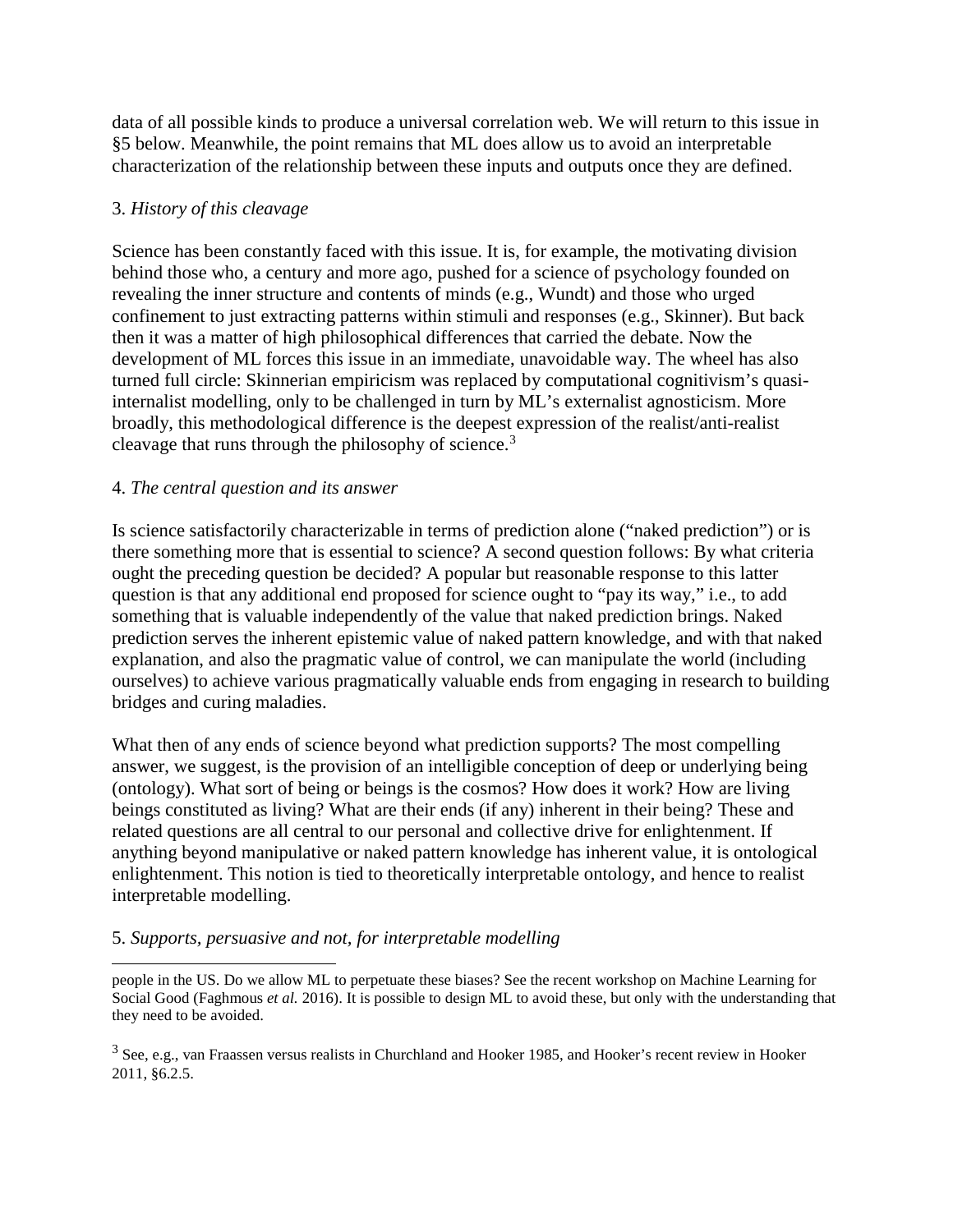data of all possible kinds to produce a universal correlation web. We will return to this issue in §5 below. Meanwhile, the point remains that ML does allow us to avoid an interpretable characterization of the relationship between these inputs and outputs once they are defined.

### 3. *History of this cleavage*

Science has been constantly faced with this issue. It is, for example, the motivating division behind those who, a century and more ago, pushed for a science of psychology founded on revealing the inner structure and contents of minds (e.g., Wundt) and those who urged confinement to just extracting patterns within stimuli and responses (e.g., Skinner). But back then it was a matter of high philosophical differences that carried the debate. Now the development of ML forces this issue in an immediate, unavoidable way. The wheel has also turned full circle: Skinnerian empiricism was replaced by computational cognitivism's quasi-internalist modelling, only to be challenged in turn by ML's externalist agnosticism. More broadly, this methodological difference is the deepest expression of the realist/anti-realist cleavage that runs through the philosophy of science.[3]

### 4. *The central question and its answer*

Is science satisfactorily characterizable in terms of prediction alone ("naked prediction") or is there something more that is essential to science? A second question follows: By what criteria ought the preceding question be decided? A popular but reasonable response to this latter question is that any additional end proposed for science ought to "pay its way," i.e., to add something that is valuable independently of the value that naked prediction brings. Naked prediction serves the inherent epistemic value of naked pattern knowledge, and with that naked explanation, and also the pragmatic value of control, we can manipulate the world (including ourselves) to achieve various pragmatically valuable ends from engaging in research to building bridges and curing maladies.

What then of any ends of science beyond what prediction supports? The most compelling answer, we suggest, is the provision of an intelligible conception of deep or underlying being (ontology). What sort of being or beings is the cosmos? How does it work? How are living beings constituted as living? What are their ends (if any) inherent in their being? These and related questions are all central to our personal and collective drive for enlightenment. If anything beyond manipulative or naked pattern knowledge has inherent value, it is ontological enlightenment. This notion is tied to theoretically interpretable ontology, and hence to realist interpretable modelling.

### 5. *Supports, persuasive and not, for interpretable modelling*

---

people in the US. Do we allow ML to perpetuate these biases? See the recent workshop on Machine Learning for Social Good (Faghmous *et al.* 2016). It is possible to design ML to avoid these, but only with the understanding that they need to be avoided.

[3] See, e.g., van Fraassen versus realists in Churchland and Hooker 1985, and Hooker's recent review in Hooker 2011, §6.2.5.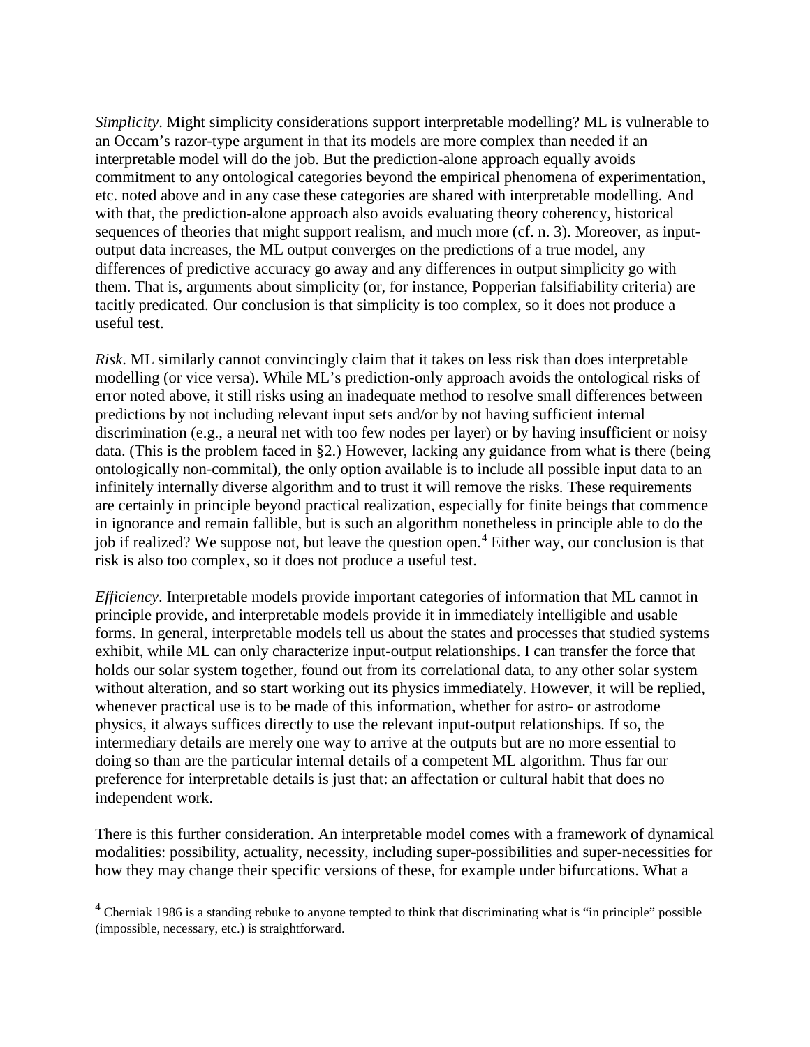*Simplicity*. Might simplicity considerations support interpretable modelling? ML is vulnerable to an Occam's razor-type argument in that its models are more complex than needed if an interpretable model will do the job. But the prediction-alone approach equally avoids commitment to any ontological categories beyond the empirical phenomena of experimentation, etc. noted above and in any case these categories are shared with interpretable modelling. And with that, the prediction-alone approach also avoids evaluating theory coherency, historical sequences of theories that might support realism, and much more (cf. n. 3). Moreover, as input-output data increases, the ML output converges on the predictions of a true model, any differences of predictive accuracy go away and any differences in output simplicity go with them. That is, arguments about simplicity (or, for instance, Popperian falsifiability criteria) are tacitly predicated. Our conclusion is that simplicity is too complex, so it does not produce a useful test.

*Risk*. ML similarly cannot convincingly claim that it takes on less risk than does interpretable modelling (or vice versa). While ML's prediction-only approach avoids the ontological risks of error noted above, it still risks using an inadequate method to resolve small differences between predictions by not including relevant input sets and/or by not having sufficient internal discrimination (e.g., a neural net with too few nodes per layer) or by having insufficient or noisy data. (This is the problem faced in §2.) However, lacking any guidance from what is there (being ontologically non-commital), the only option available is to include all possible input data to an infinitely internally diverse algorithm and to trust it will remove the risks. These requirements are certainly in principle beyond practical realization, especially for finite beings that commence in ignorance and remain fallible, but is such an algorithm nonetheless in principle able to do the job if realized? We suppose not, but leave the question open.[4] Either way, our conclusion is that risk is also too complex, so it does not produce a useful test.

*Efficiency*. Interpretable models provide important categories of information that ML cannot in principle provide, and interpretable models provide it in immediately intelligible and usable forms. In general, interpretable models tell us about the states and processes that studied systems exhibit, while ML can only characterize input-output relationships. I can transfer the force that holds our solar system together, found out from its correlational data, to any other solar system without alteration, and so start working out its physics immediately. However, it will be replied, whenever practical use is to be made of this information, whether for astro- or astrodome physics, it always suffices directly to use the relevant input-output relationships. If so, the intermediary details are merely one way to arrive at the outputs but are no more essential to doing so than are the particular internal details of a competent ML algorithm. Thus far our preference for interpretable details is just that: an affectation or cultural habit that does no independent work.

There is this further consideration. An interpretable model comes with a framework of dynamical modalities: possibility, actuality, necessity, including super-possibilities and super-necessities for how they may change their specific versions of these, for example under bifurcations. What a

[4] Cherniak 1986 is a standing rebuke to anyone tempted to think that discriminating what is "in principle" possible (impossible, necessary, etc.) is straightforward.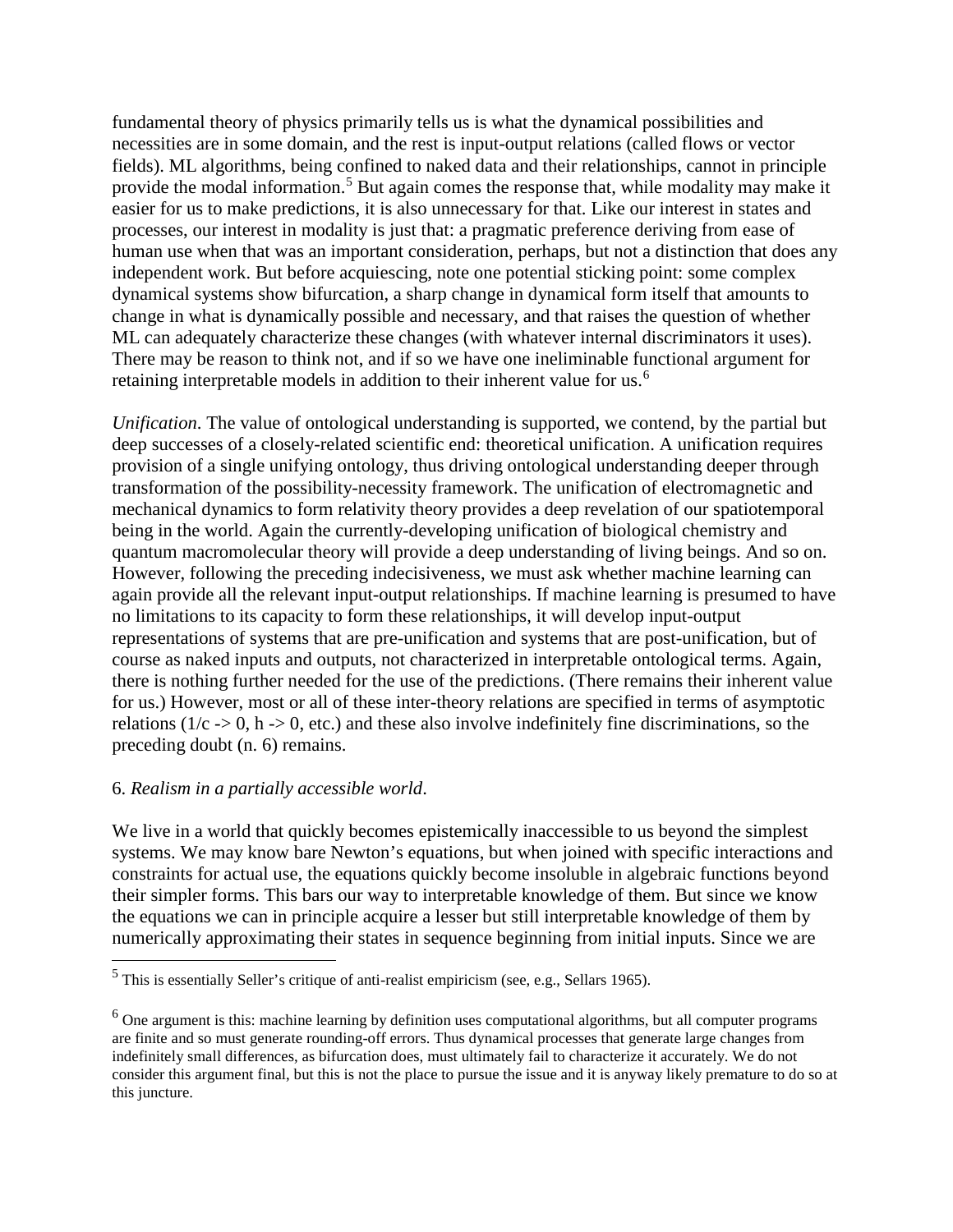fundamental theory of physics primarily tells us is what the dynamical possibilities and necessities are in some domain, and the rest is input-output relations (called flows or vector fields). ML algorithms, being confined to naked data and their relationships, cannot in principle provide the modal information.[5] But again comes the response that, while modality may make it easier for us to make predictions, it is also unnecessary for that. Like our interest in states and processes, our interest in modality is just that: a pragmatic preference deriving from ease of human use when that was an important consideration, perhaps, but not a distinction that does any independent work. But before acquiescing, note one potential sticking point: some complex dynamical systems show bifurcation, a sharp change in dynamical form itself that amounts to change in what is dynamically possible and necessary, and that raises the question of whether ML can adequately characterize these changes (with whatever internal discriminators it uses). There may be reason to think not, and if so we have one ineliminable functional argument for retaining interpretable models in addition to their inherent value for us.[6]

*Unification*. The value of ontological understanding is supported, we contend, by the partial but deep successes of a closely-related scientific end: theoretical unification. A unification requires provision of a single unifying ontology, thus driving ontological understanding deeper through transformation of the possibility-necessity framework. The unification of electromagnetic and mechanical dynamics to form relativity theory provides a deep revelation of our spatiotemporal being in the world. Again the currently-developing unification of biological chemistry and quantum macromolecular theory will provide a deep understanding of living beings. And so on. However, following the preceding indecisiveness, we must ask whether machine learning can again provide all the relevant input-output relationships. If machine learning is presumed to have no limitations to its capacity to form these relationships, it will develop input-output representations of systems that are pre-unification and systems that are post-unification, but of course as naked inputs and outputs, not characterized in interpretable ontological terms. Again, there is nothing further needed for the use of the predictions. (There remains their inherent value for us.) However, most or all of these inter-theory relations are specified in terms of asymptotic relations ($1/c \to 0$, $h \to 0$, etc.) and these also involve indefinitely fine discriminations, so the preceding doubt (n. 6) remains.

## 6. *Realism in a partially accessible world*.

We live in a world that quickly becomes epistemically inaccessible to us beyond the simplest systems. We may know bare Newton's equations, but when joined with specific interactions and constraints for actual use, the equations quickly become insoluble in algebraic functions beyond their simpler forms. This bars our way to interpretable knowledge of them. But since we know the equations we can in principle acquire a lesser but still interpretable knowledge of them by numerically approximating their states in sequence beginning from initial inputs. Since we are

---

[5] This is essentially Seller's critique of anti-realist empiricism (see, e.g., Sellars 1965).

[6] One argument is this: machine learning by definition uses computational algorithms, but all computer programs are finite and so must generate rounding-off errors. Thus dynamical processes that generate large changes from indefinitely small differences, as bifurcation does, must ultimately fail to characterize it accurately. We do not consider this argument final, but this is not the place to pursue the issue and it is anyway likely premature to do so at this juncture.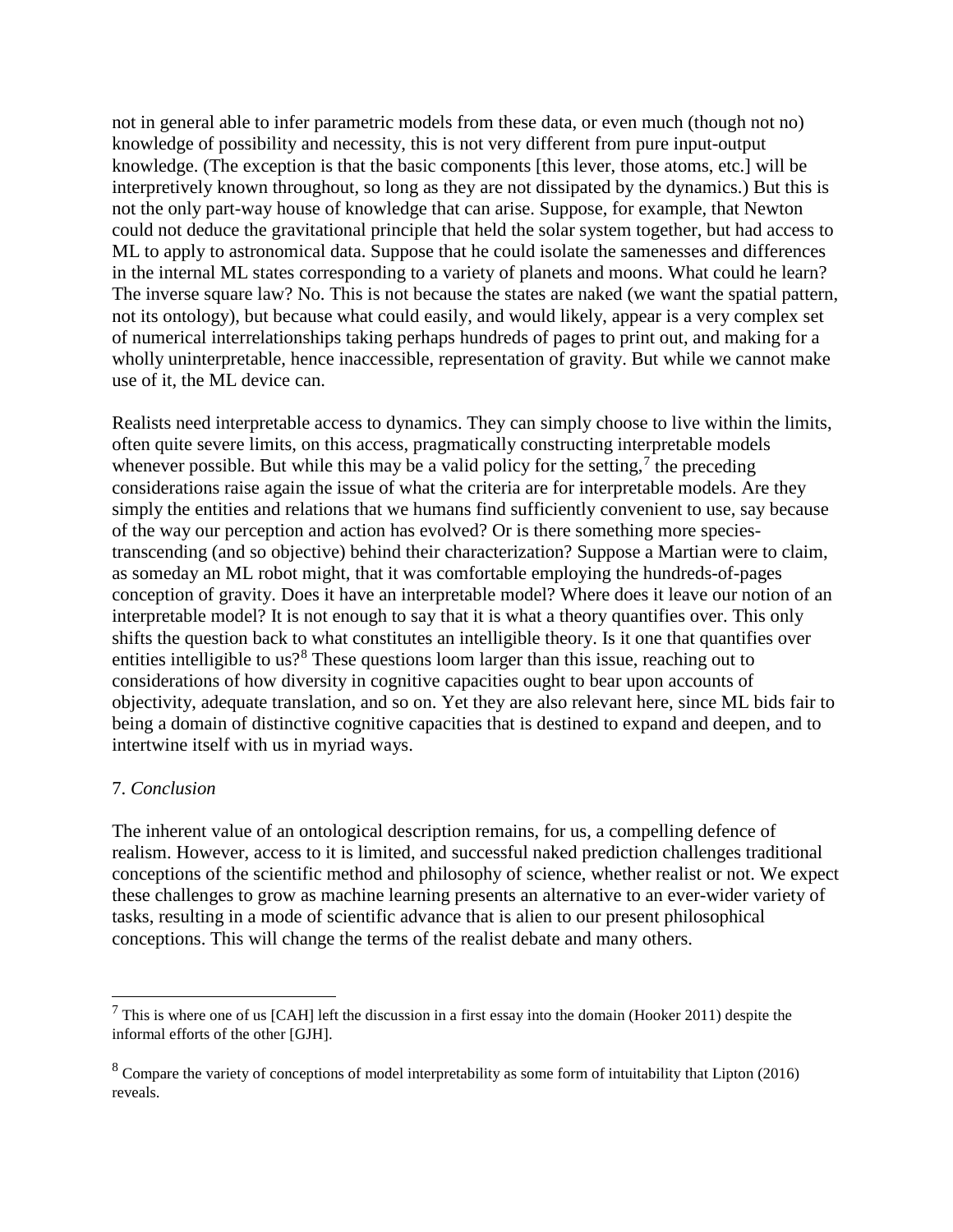not in general able to infer parametric models from these data, or even much (though not no) knowledge of possibility and necessity, this is not very different from pure input-output knowledge. (The exception is that the basic components [this lever, those atoms, etc.] will be interpretively known throughout, so long as they are not dissipated by the dynamics.) But this is not the only part-way house of knowledge that can arise. Suppose, for example, that Newton could not deduce the gravitational principle that held the solar system together, but had access to ML to apply to astronomical data. Suppose that he could isolate the samenesses and differences in the internal ML states corresponding to a variety of planets and moons. What could he learn? The inverse square law? No. This is not because the states are naked (we want the spatial pattern, not its ontology), but because what could easily, and would likely, appear is a very complex set of numerical interrelationships taking perhaps hundreds of pages to print out, and making for a wholly uninterpretable, hence inaccessible, representation of gravity. But while we cannot make use of it, the ML device can.

Realists need interpretable access to dynamics. They can simply choose to live within the limits, often quite severe limits, on this access, pragmatically constructing interpretable models whenever possible. But while this may be a valid policy for the setting,[7] the preceding considerations raise again the issue of what the criteria are for interpretable models. Are they simply the entities and relations that we humans find sufficiently convenient to use, say because of the way our perception and action has evolved? Or is there something more species-transcending (and so objective) behind their characterization? Suppose a Martian were to claim, as someday an ML robot might, that it was comfortable employing the hundreds-of-pages conception of gravity. Does it have an interpretable model? Where does it leave our notion of an interpretable model? It is not enough to say that it is what a theory quantifies over. This only shifts the question back to what constitutes an intelligible theory. Is it one that quantifies over entities intelligible to us?[8] These questions loom larger than this issue, reaching out to considerations of how diversity in cognitive capacities ought to bear upon accounts of objectivity, adequate translation, and so on. Yet they are also relevant here, since ML bids fair to being a domain of distinctive cognitive capacities that is destined to expand and deepen, and to intertwine itself with us in myriad ways.

## 7. *Conclusion*

The inherent value of an ontological description remains, for us, a compelling defence of realism. However, access to it is limited, and successful naked prediction challenges traditional conceptions of the scientific method and philosophy of science, whether realist or not. We expect these challenges to grow as machine learning presents an alternative to an ever-wider variety of tasks, resulting in a mode of scientific advance that is alien to our present philosophical conceptions. This will change the terms of the realist debate and many others.

---

[7] This is where one of us [CAH] left the discussion in a first essay into the domain (Hooker 2011) despite the informal efforts of the other [GJH].

[8] Compare the variety of conceptions of model interpretability as some form of intuitability that Lipton (2016) reveals.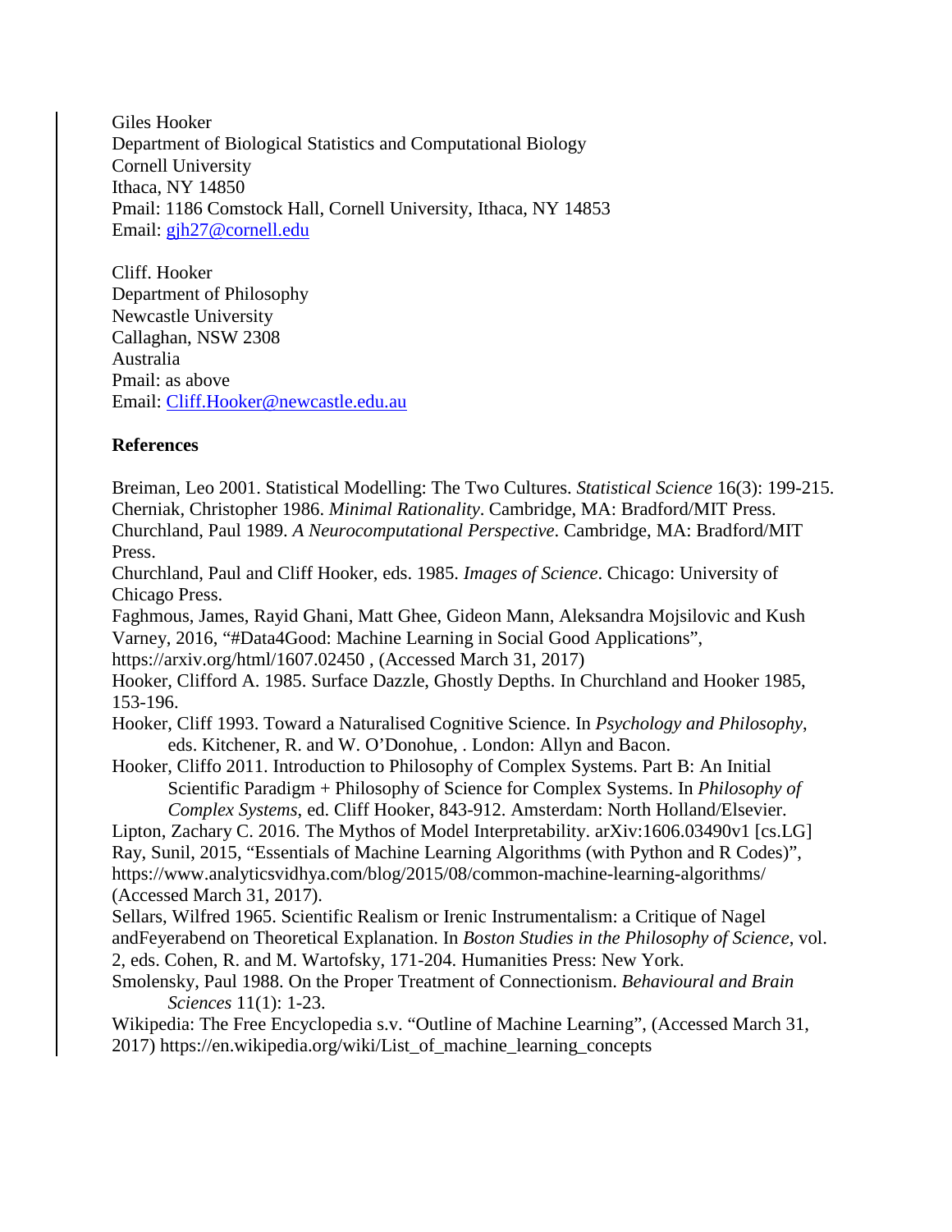Giles Hooker
Department of Biological Statistics and Computational Biology
Cornell University
Ithaca, NY 14850
Pmail: 1186 Comstock Hall, Cornell University, Ithaca, NY 14853
Email: gjh27@cornell.edu

Cliff. Hooker
Department of Philosophy
Newcastle University
Callaghan, NSW 2308
Australia
Pmail: as above
Email: Cliff.Hooker@newcastle.edu.au

**References**

Breiman, Leo 2001. Statistical Modelling: The Two Cultures. *Statistical Science* 16(3): 199-215.

Cherniak, Christopher 1986. *Minimal Rationality*. Cambridge, MA: Bradford/MIT Press.

Churchland, Paul 1989. *A Neurocomputational Perspective*. Cambridge, MA: Bradford/MIT Press.

Churchland, Paul and Cliff Hooker, eds. 1985. *Images of Science*. Chicago: University of Chicago Press.

Faghmous, James, Rayid Ghani, Matt Ghee, Gideon Mann, Aleksandra Mojsilovic and Kush Varney, 2016, "#Data4Good: Machine Learning in Social Good Applications", https://arxiv.org/html/1607.02450 , (Accessed March 31, 2017)

Hooker, Clifford A. 1985. Surface Dazzle, Ghostly Depths. In Churchland and Hooker 1985, 153-196.

Hooker, Cliff 1993. Toward a Naturalised Cognitive Science. In *Psychology and Philosophy*, eds. Kitchener, R. and W. O'Donohue, . London: Allyn and Bacon.

Hooker, Cliffo 2011. Introduction to Philosophy of Complex Systems. Part B: An Initial Scientific Paradigm + Philosophy of Science for Complex Systems. In *Philosophy of Complex Systems*, ed. Cliff Hooker, 843-912. Amsterdam: North Holland/Elsevier.

Lipton, Zachary C. 2016. The Mythos of Model Interpretability. arXiv:1606.03490v1 [cs.LG]

Ray, Sunil, 2015, "Essentials of Machine Learning Algorithms (with Python and R Codes)", https://www.analyticsvidhya.com/blog/2015/08/common-machine-learning-algorithms/ (Accessed March 31, 2017).

Sellars, Wilfred 1965. Scientific Realism or Irenic Instrumentalism: a Critique of Nagel andFeyerabend on Theoretical Explanation. In *Boston Studies in the Philosophy of Science*, vol. 2, eds. Cohen, R. and M. Wartofsky, 171-204. Humanities Press: New York.

Smolensky, Paul 1988. On the Proper Treatment of Connectionism. *Behavioural and Brain Sciences* 11(1): 1-23.

Wikipedia: The Free Encyclopedia s.v. "Outline of Machine Learning", (Accessed March 31, 2017) https://en.wikipedia.org/wiki/List_of_machine_learning_concepts